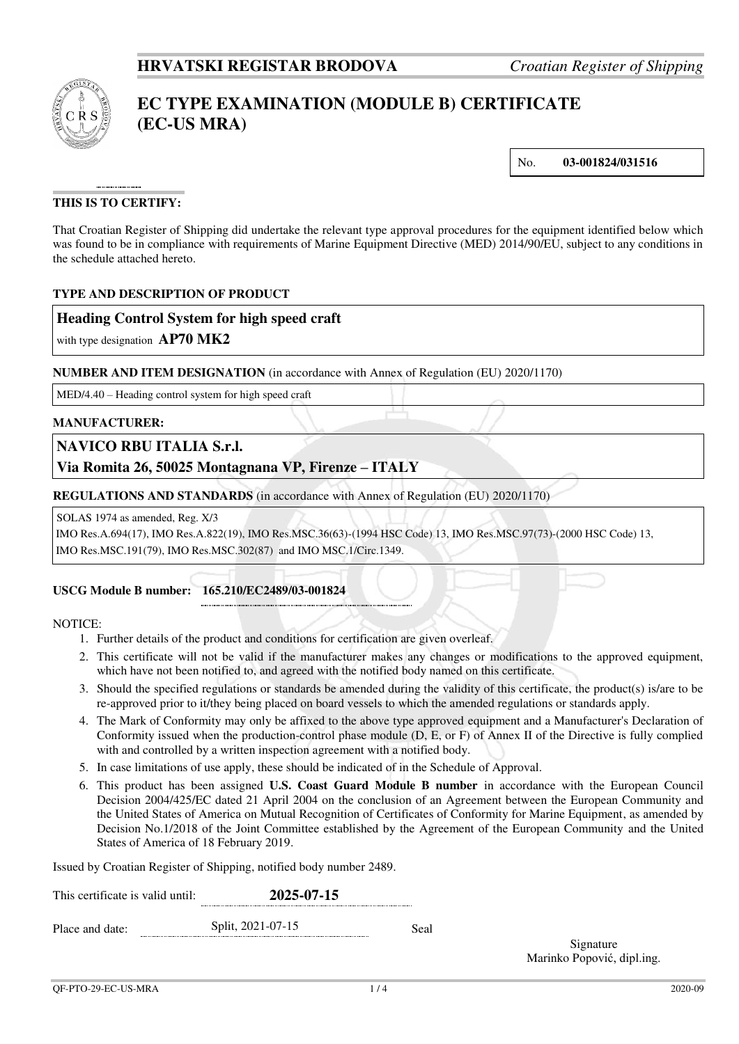**HRVATSKI REGISTAR BRODOVA** *Croatian Register of Shipping*

# EC TYPE EXAMINATION (MODULE B) CERTIFICATE (EC-US MRA)

No. **03-001824/031516**

**THIS IS TO CERTIFY:**

That Croatian Register of Shipping did undertake the relevant type approval procedures for the equipment identified below which was found to be in compliance with requirements of Marine Equipment Directive (MED) 2014/90/EU, subject to any conditions in the schedule attached hereto.

**TYPE AND DESCRIPTION OF PRODUCT**

**Heading Control System for high speed craft**

with type designation **AP70 MK2**

**NUMBER AND ITEM DESIGNATION** (in accordance with Annex of Regulation (EU) 2020/1170)

MED/4.40 – Heading control system for high speed craft

**MANUFACTURER:**

**NAVICO RBU ITALIA S.r.l.**

**Via Romita 26, 50025 Montagnana VP, Firenze – ITALY**

**REGULATIONS AND STANDARDS** (in accordance with Annex of Regulation (EU) 2020/1170)

SOLAS 1974 as amended, Reg. X/3

IMO Res.A.694(17), IMO Res.A.822(19), IMO Res.MSC.36(63)-(1994 HSC Code) 13, IMO Res.MSC.97(73)-(2000 HSC Code) 13, IMO Res.MSC.191(79), IMO Res.MSC.302(87) and IMO MSC.1/Circ.1349.

**USCG Module B number: 165.210/EC2489/03-001824**

NOTICE:

1. Further details of the product and conditions for certification are given overleaf.
2. This certificate will not be valid if the manufacturer makes any changes or modifications to the approved equipment, which have not been notified to, and agreed with the notified body named on this certificate.
3. Should the specified regulations or standards be amended during the validity of this certificate, the product(s) is/are to be re-approved prior to it/they being placed on board vessels to which the amended regulations or standards apply.
4. The Mark of Conformity may only be affixed to the above type approved equipment and a Manufacturer's Declaration of Conformity issued when the production-control phase module (D, E, or F) of Annex II of the Directive is fully complied with and controlled by a written inspection agreement with a notified body.
5. In case limitations of use apply, these should be indicated of in the Schedule of Approval.
6. This product has been assigned **U.S. Coast Guard Module B number** in accordance with the European Council Decision 2004/425/EC dated 21 April 2004 on the conclusion of an Agreement between the European Community and the United States of America on Mutual Recognition of Certificates of Conformity for Marine Equipment, as amended by Decision No.1/2018 of the Joint Committee established by the Agreement of the European Community and the United States of America of 18 February 2019.

Issued by Croatian Register of Shipping, notified body number 2489.

This certificate is valid until: **2025-07-15**

Place and date: Split, 2021-07-15

Seal

Signature
Marinko Popović, dipl.ing.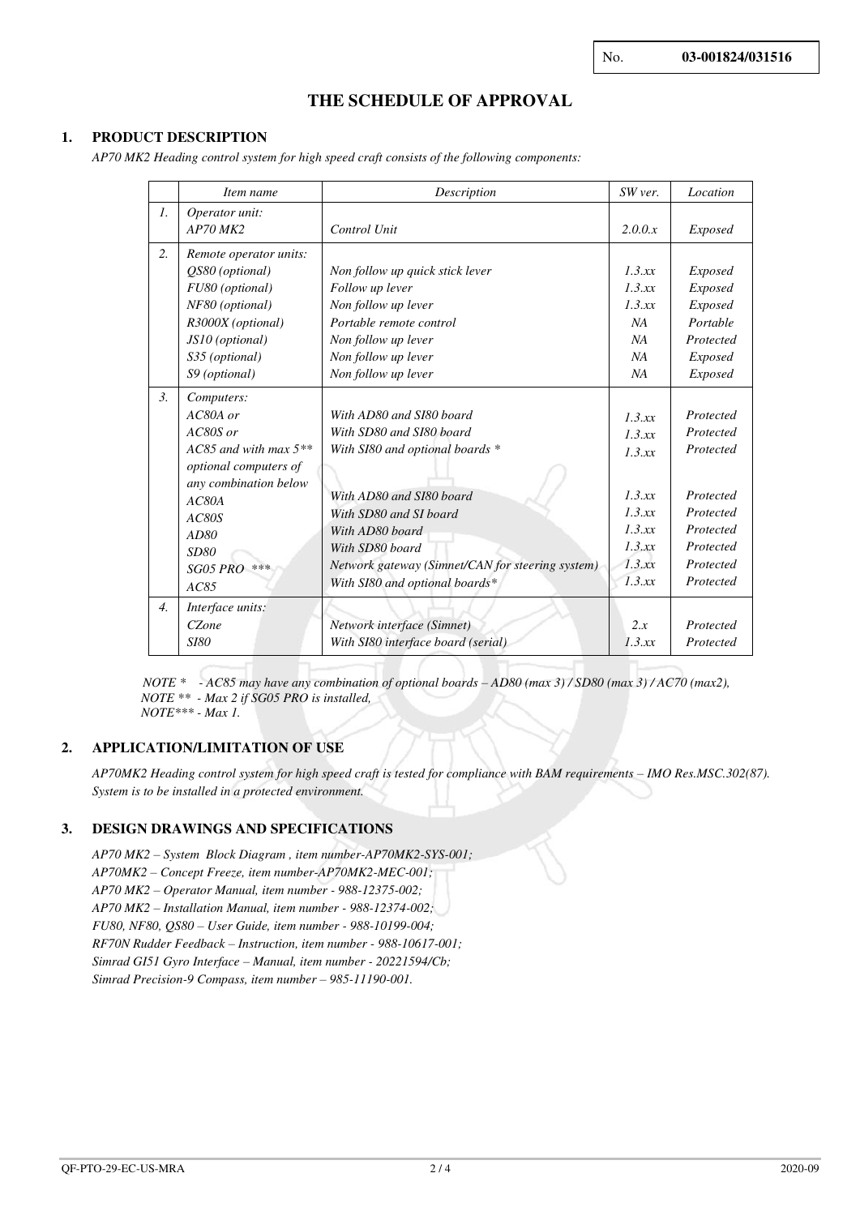No. **03-001824/031516**

# THE SCHEDULE OF APPROVAL

## 1. PRODUCT DESCRIPTION

*AP70 MK2 Heading control system for high speed craft consists of the following components:*

| | *Item name* | *Description* | *SW ver.* | *Location* |
|---|---|---|---|---|
| *1.* | *Operator unit:*<br>*AP70 MK2* | <br>*Control Unit* | <br>*2.0.0.x* | <br>*Exposed* |
| *2.* | *Remote operator units:*<br>*QS80 (optional)*<br>*FU80 (optional)*<br>*NF80 (optional)*<br>*R3000X (optional)*<br>*JS10 (optional)*<br>*S35 (optional)*<br>*S9 (optional)* | <br>*Non follow up quick stick lever*<br>*Follow up lever*<br>*Non follow up lever*<br>*Portable remote control*<br>*Non follow up lever*<br>*Non follow up lever*<br>*Non follow up lever* | <br>*1.3.xx*<br>*1.3.xx*<br>*1.3.xx*<br>*NA*<br>*NA*<br>*NA*<br>*NA* | <br>*Exposed*<br>*Exposed*<br>*Exposed*<br>*Portable*<br>*Protected*<br>*Exposed*<br>*Exposed* |
| *3.* | *Computers:*<br>*AC80A or*<br>*AC80S or*<br>*AC85 and with max 5*** *<br>*optional computers of any combination below*<br>*AC80A*<br>*AC80S*<br>*AD80*<br>*SD80*<br>*SG05 PRO \*\*\**<br>*AC85* | <br>*With AD80 and SI80 board*<br>*With SD80 and SI80 board*<br>*With SI80 and optional boards \**<br><br><br>*With AD80 and SI80 board*<br>*With SD80 and SI board*<br>*With AD80 board*<br>*With SD80 board*<br>*Network gateway (Simnet/CAN for steering system)*<br>*With SI80 and optional boards\** | <br>*1.3.xx*<br>*1.3.xx*<br>*1.3.xx*<br><br><br>*1.3.xx*<br>*1.3.xx*<br>*1.3.xx*<br>*1.3.xx*<br>*1.3.xx*<br>*1.3.xx* | <br>*Protected*<br>*Protected*<br>*Protected*<br><br><br>*Protected*<br>*Protected*<br>*Protected*<br>*Protected*<br>*Protected*<br>*Protected* |
| *4.* | *Interface units:*<br>*CZone*<br>*SI80* | <br>*Network interface (Simnet)*<br>*With SI80 interface board (serial)* | <br>*2.x*<br>*1.3.xx* | <br>*Protected*<br>*Protected* |

*NOTE \*  - AC85 may have any combination of optional boards – AD80 (max 3) / SD80 (max 3) / AC70 (max2),*
*NOTE \*\*  - Max 2 if SG05 PRO is installed,*
*NOTE\*\*\* - Max 1.*

## 2. APPLICATION/LIMITATION OF USE

*AP70MK2 Heading control system for high speed craft is tested for compliance with BAM requirements – IMO Res.MSC.302(87). System is to be installed in a protected environment.*

## 3. DESIGN DRAWINGS AND SPECIFICATIONS

*AP70 MK2 – System Block Diagram , item number-AP70MK2-SYS-001;*
*AP70MK2 – Concept Freeze, item number-AP70MK2-MEC-001;*
*AP70 MK2 – Operator Manual, item number - 988-12375-002;*
*AP70 MK2 – Installation Manual, item number - 988-12374-002;*
*FU80, NF80, QS80 – User Guide, item number - 988-10199-004;*
*RF70N Rudder Feedback – Instruction, item number - 988-10617-001;*
*Simrad GI51 Gyro Interface – Manual, item number - 20221594/Cb;*
*Simrad Precision-9 Compass, item number – 985-11190-001.*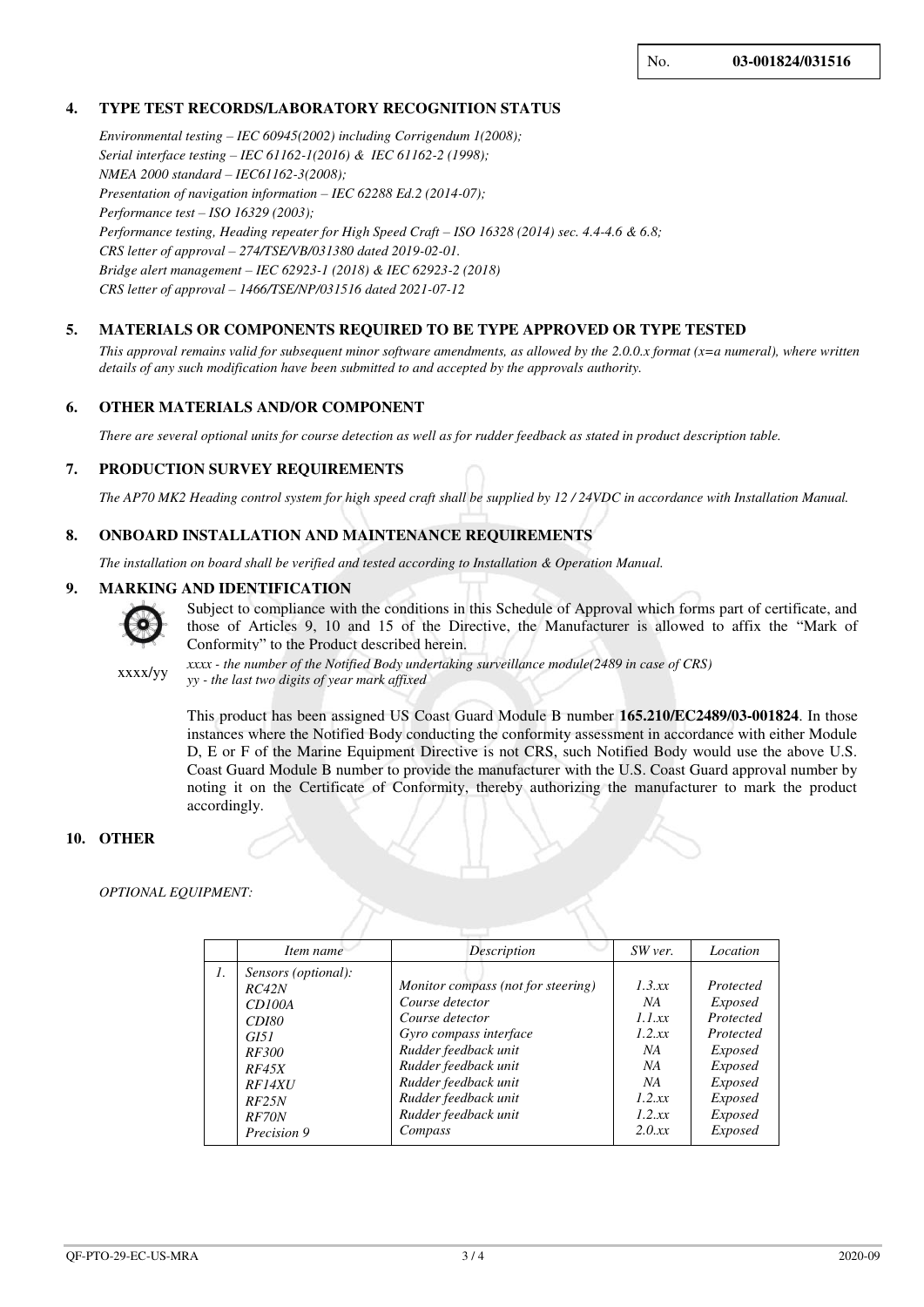No. **03-001824/031516**

## 4. TYPE TEST RECORDS/LABORATORY RECOGNITION STATUS

*Environmental testing – IEC 60945(2002) including Corrigendum 1(2008);*
*Serial interface testing – IEC 61162-1(2016) & IEC 61162-2 (1998);*
*NMEA 2000 standard – IEC61162-3(2008);*
*Presentation of navigation information – IEC 62288 Ed.2 (2014-07);*
*Performance test – ISO 16329 (2003);*
*Performance testing, Heading repeater for High Speed Craft – ISO 16328 (2014) sec. 4.4-4.6 & 6.8;*
*CRS letter of approval – 274/TSE/VB/031380 dated 2019-02-01.*
*Bridge alert management – IEC 62923-1 (2018) & IEC 62923-2 (2018)*
*CRS letter of approval – 1466/TSE/NP/031516 dated 2021-07-12*

## 5. MATERIALS OR COMPONENTS REQUIRED TO BE TYPE APPROVED OR TYPE TESTED

*This approval remains valid for subsequent minor software amendments, as allowed by the 2.0.0.x format (x=a numeral), where written details of any such modification have been submitted to and accepted by the approvals authority.*

## 6. OTHER MATERIALS AND/OR COMPONENT

*There are several optional units for course detection as well as for rudder feedback as stated in product description table.*

## 7. PRODUCTION SURVEY REQUIREMENTS

*The AP70 MK2 Heading control system for high speed craft shall be supplied by 12 / 24VDC in accordance with Installation Manual.*

## 8. ONBOARD INSTALLATION AND MAINTENANCE REQUIREMENTS

*The installation on board shall be verified and tested according to Installation & Operation Manual.*

## 9. MARKING AND IDENTIFICATION

Subject to compliance with the conditions in this Schedule of Approval which forms part of certificate, and those of Articles 9, 10 and 15 of the Directive, the Manufacturer is allowed to affix the "Mark of Conformity" to the Product described herein.

xxxx/yy

*xxxx - the number of the Notified Body undertaking surveillance module(2489 in case of CRS)*
*yy - the last two digits of year mark affixed*

This product has been assigned US Coast Guard Module B number **165.210/EC2489/03-001824**. In those instances where the Notified Body conducting the conformity assessment in accordance with either Module D, E or F of the Marine Equipment Directive is not CRS, such Notified Body would use the above U.S. Coast Guard Module B number to provide the manufacturer with the U.S. Coast Guard approval number by noting it on the Certificate of Conformity, thereby authorizing the manufacturer to mark the product accordingly.

## 10. OTHER

*OPTIONAL EQUIPMENT:*

| | *Item name* | *Description* | *SW ver.* | *Location* |
|---|---|---|---|---|
| *1.* | *Sensors (optional):* | | | |
| | *RC42N* | *Monitor compass (not for steering)* | *1.3.xx* | *Protected* |
| | *CD100A* | *Course detector* | *NA* | *Exposed* |
| | *CDI80* | *Course detector* | *1.1.xx* | *Protected* |
| | *GI51* | *Gyro compass interface* | *1.2.xx* | *Protected* |
| | *RF300* | *Rudder feedback unit* | *NA* | *Exposed* |
| | *RF45X* | *Rudder feedback unit* | *NA* | *Exposed* |
| | *RF14XU* | *Rudder feedback unit* | *NA* | *Exposed* |
| | *RF25N* | *Rudder feedback unit* | *1.2.xx* | *Exposed* |
| | *RF70N* | *Rudder feedback unit* | *1.2.xx* | *Exposed* |
| | *Precision 9* | *Compass* | *2.0.xx* | *Exposed* |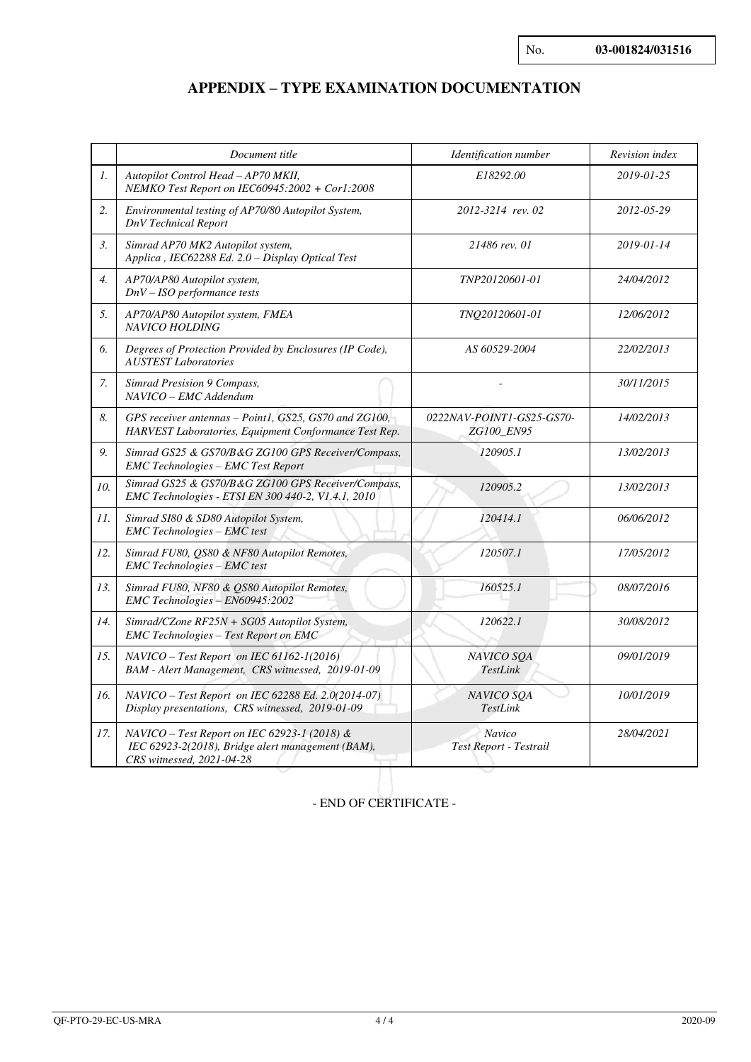No. **03-001824/031516**

## APPENDIX – TYPE EXAMINATION DOCUMENTATION

| | *Document title* | *Identification number* | *Revision index* |
|---|---|---|---|
| *1.* | *Autopilot Control Head – AP70 MKII, NEMKO Test Report on IEC60945:2002 + Cor1:2008* | *E18292.00* | *2019-01-25* |
| *2.* | *Environmental testing of AP70/80 Autopilot System, DnV Technical Report* | *2012-3214 rev. 02* | *2012-05-29* |
| *3.* | *Simrad AP70 MK2 Autopilot system, Applica , IEC62288 Ed. 2.0 – Display Optical Test* | *21486 rev. 01* | *2019-01-14* |
| *4.* | *AP70/AP80 Autopilot system, DnV – ISO performance tests* | *TNP20120601-01* | *24/04/2012* |
| *5.* | *AP70/AP80 Autopilot system, FMEA NAVICO HOLDING* | *TNQ20120601-01* | *12/06/2012* |
| *6.* | *Degrees of Protection Provided by Enclosures (IP Code), AUSTEST Laboratories* | *AS 60529-2004* | *22/02/2013* |
| *7.* | *Simrad Presision 9 Compass, NAVICO – EMC Addendum* | *-* | *30/11/2015* |
| *8.* | *GPS receiver antennas – Point1, GS25, GS70 and ZG100, HARVEST Laboratories, Equipment Conformance Test Rep.* | *0222NAV-POINT1-GS25-GS70-ZG100_EN95* | *14/02/2013* |
| *9.* | *Simrad GS25 & GS70/B&G ZG100 GPS Receiver/Compass, EMC Technologies – EMC Test Report* | *120905.1* | *13/02/2013* |
| *10.* | *Simrad GS25 & GS70/B&G ZG100 GPS Receiver/Compass, EMC Technologies - ETSI EN 300 440-2, V1.4.1, 2010* | *120905.2* | *13/02/2013* |
| *11.* | *Simrad SI80 & SD80 Autopilot System, EMC Technologies – EMC test* | *120414.1* | *06/06/2012* |
| *12.* | *Simrad FU80, QS80 & NF80 Autopilot Remotes, EMC Technologies – EMC test* | *120507.1* | *17/05/2012* |
| *13.* | *Simrad FU80, NF80 & QS80 Autopilot Remotes, EMC Technologies – EN60945:2002* | *160525.1* | *08/07/2016* |
| *14.* | *Simrad/CZone RF25N + SG05 Autopilot System, EMC Technologies – Test Report on EMC* | *120622.1* | *30/08/2012* |
| *15.* | *NAVICO – Test Report on IEC 61162-1(2016) BAM - Alert Management, CRS witnessed, 2019-01-09* | *NAVICO SQA TestLink* | *09/01/2019* |
| *16.* | *NAVICO – Test Report on IEC 62288 Ed. 2.0(2014-07) Display presentations, CRS witnessed, 2019-01-09* | *NAVICO SQA TestLink* | *10/01/2019* |
| *17.* | *NAVICO – Test Report on IEC 62923-1 (2018) & IEC 62923-2(2018), Bridge alert management (BAM), CRS witnessed, 2021-04-28* | *Navico Test Report - Testrail* | *28/04/2021* |

- END OF CERTIFICATE -

QF-PTO-29-EC-US-MRA 2020-09